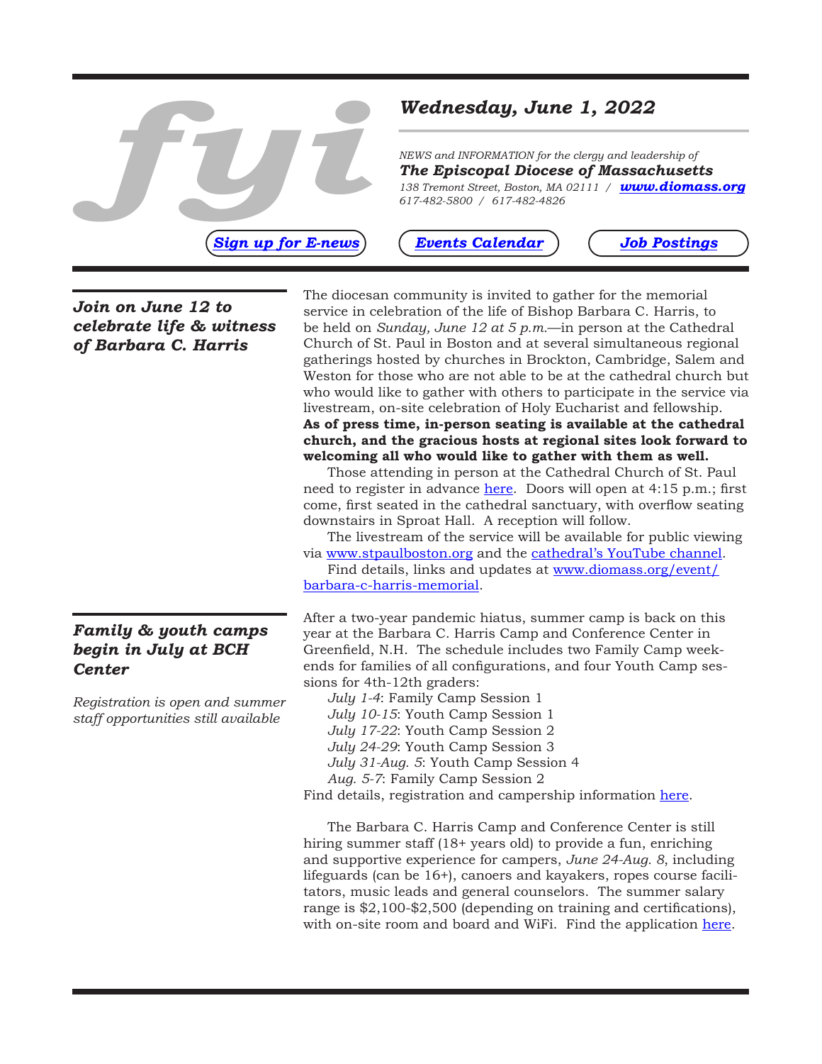# fyi

## *Wednesday, June 1, 2022*

*NEWS and INFORMATION for the clergy and leadership of*
***The Episcopal Diocese of Massachusetts***
*138 Tremont Street, Boston, MA 02111 / **www.diomass.org***
*617-482-5800 / 617-482-4826*

***Sign up for E-news*** | ***Events Calendar*** | ***Job Postings***

### *Join on June 12 to celebrate life & witness of Barbara C. Harris*

The diocesan community is invited to gather for the memorial service in celebration of the life of Bishop Barbara C. Harris, to be held on *Sunday, June 12 at 5 p.m.*—in person at the Cathedral Church of St. Paul in Boston and at several simultaneous regional gatherings hosted by churches in Brockton, Cambridge, Salem and Weston for those who are not able to be at the cathedral church but who would like to gather with others to participate in the service via livestream, on-site celebration of Holy Eucharist and fellowship. **As of press time, in-person seating is available at the cathedral church, and the gracious hosts at regional sites look forward to welcoming all who would like to gather with them as well.**

Those attending in person at the Cathedral Church of St. Paul need to register in advance here. Doors will open at 4:15 p.m.; first come, first seated in the cathedral sanctuary, with overflow seating downstairs in Sproat Hall. A reception will follow.

The livestream of the service will be available for public viewing via www.stpaulboston.org and the cathedral's YouTube channel.

Find details, links and updates at www.diomass.org/event/barbara-c-harris-memorial.

### *Family & youth camps begin in July at BCH Center*

*Registration is open and summer staff opportunities still available*

After a two-year pandemic hiatus, summer camp is back on this year at the Barbara C. Harris Camp and Conference Center in Greenfield, N.H. The schedule includes two Family Camp weekends for families of all configurations, and four Youth Camp sessions for 4th-12th graders:

*July 1-4*: Family Camp Session 1
*July 10-15*: Youth Camp Session 1
*July 17-22*: Youth Camp Session 2
*July 24-29*: Youth Camp Session 3
*July 31-Aug. 5*: Youth Camp Session 4
*Aug. 5-7*: Family Camp Session 2

Find details, registration and campership information here.

The Barbara C. Harris Camp and Conference Center is still hiring summer staff (18+ years old) to provide a fun, enriching and supportive experience for campers, *June 24-Aug. 8*, including lifeguards (can be 16+), canoers and kayakers, ropes course facilitators, music leads and general counselors. The summer salary range is $2,100-$2,500 (depending on training and certifications), with on-site room and board and WiFi. Find the application here.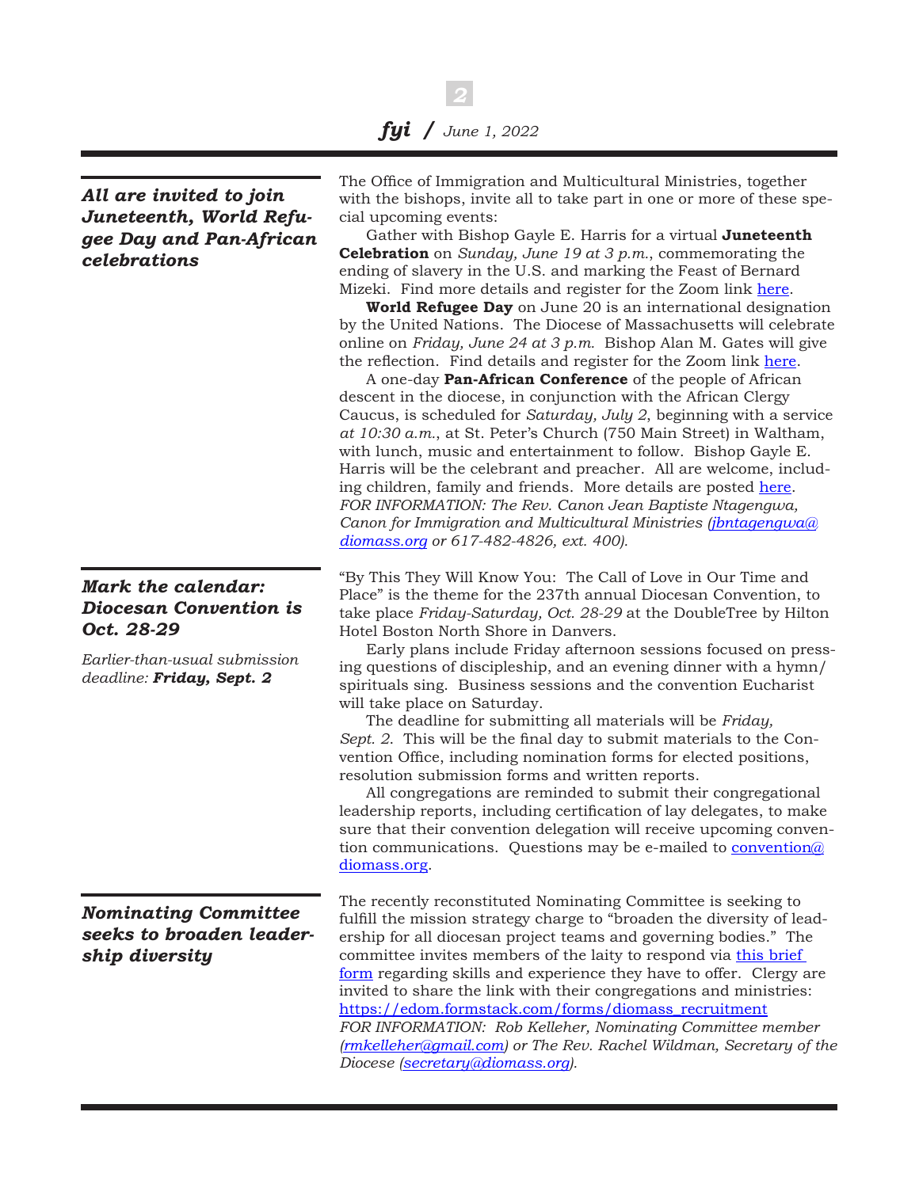## *All are invited to join Juneteenth, World Refugee Day and Pan-African celebrations*

The Office of Immigration and Multicultural Ministries, together with the bishops, invite all to take part in one or more of these special upcoming events:

Gather with Bishop Gayle E. Harris for a virtual **Juneteenth Celebration** on *Sunday, June 19 at 3 p.m.*, commemorating the ending of slavery in the U.S. and marking the Feast of Bernard Mizeki. Find more details and register for the Zoom link here.

**World Refugee Day** on June 20 is an international designation by the United Nations. The Diocese of Massachusetts will celebrate online on *Friday, June 24 at 3 p.m.* Bishop Alan M. Gates will give the reflection. Find details and register for the Zoom link here.

A one-day **Pan-African Conference** of the people of African descent in the diocese, in conjunction with the African Clergy Caucus, is scheduled for *Saturday, July 2*, beginning with a service *at 10:30 a.m.*, at St. Peter's Church (750 Main Street) in Waltham, with lunch, music and entertainment to follow. Bishop Gayle E. Harris will be the celebrant and preacher. All are welcome, including children, family and friends. More details are posted here.

*FOR INFORMATION: The Rev. Canon Jean Baptiste Ntagengwa, Canon for Immigration and Multicultural Ministries (jbntagengwa@diomass.org or 617-482-4826, ext. 400).*

## *Mark the calendar: Diocesan Convention is Oct. 28-29*

*Earlier-than-usual submission deadline:* ***Friday, Sept. 2***

"By This They Will Know You: The Call of Love in Our Time and Place" is the theme for the 237th annual Diocesan Convention, to take place *Friday-Saturday, Oct. 28-29* at the DoubleTree by Hilton Hotel Boston North Shore in Danvers.

Early plans include Friday afternoon sessions focused on pressing questions of discipleship, and an evening dinner with a hymn/spirituals sing. Business sessions and the convention Eucharist will take place on Saturday.

The deadline for submitting all materials will be *Friday, Sept. 2*. This will be the final day to submit materials to the Convention Office, including nomination forms for elected positions, resolution submission forms and written reports.

All congregations are reminded to submit their congregational leadership reports, including certification of lay delegates, to make sure that their convention delegation will receive upcoming convention communications. Questions may be e-mailed to convention@diomass.org.

## *Nominating Committee seeks to broaden leadership diversity*

The recently reconstituted Nominating Committee is seeking to fulfill the mission strategy charge to "broaden the diversity of leadership for all diocesan project teams and governing bodies." The committee invites members of the laity to respond via this brief form regarding skills and experience they have to offer. Clergy are invited to share the link with their congregations and ministries: https://edom.formstack.com/forms/diomass_recruitment

*FOR INFORMATION: Rob Kelleher, Nominating Committee member (rmkelleher@gmail.com) or The Rev. Rachel Wildman, Secretary of the Diocese (secretary@diomass.org).*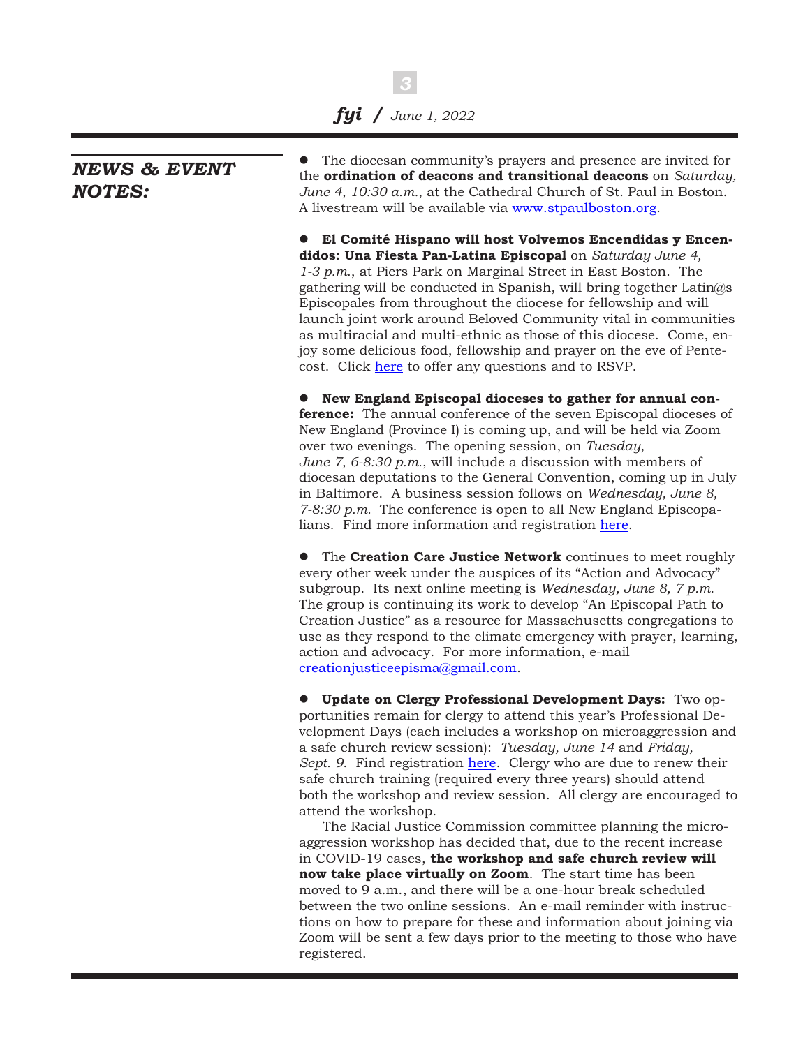## *NEWS & EVENT NOTES:*

- The diocesan community's prayers and presence are invited for the **ordination of deacons and transitional deacons** on *Saturday, June 4, 10:30 a.m.*, at the Cathedral Church of St. Paul in Boston. A livestream will be available via [www.stpaulboston.org](www.stpaulboston.org).

- **El Comité Hispano will host Volvemos Encendidas y Encendidos: Una Fiesta Pan-Latina Episcopal** on *Saturday June 4, 1-3 p.m.*, at Piers Park on Marginal Street in East Boston. The gathering will be conducted in Spanish, will bring together Latin@s Episcopales from throughout the diocese for fellowship and will launch joint work around Beloved Community vital in communities as multiracial and multi-ethnic as those of this diocese. Come, enjoy some delicious food, fellowship and prayer on the eve of Pentecost. Click here to offer any questions and to RSVP.

- **New England Episcopal dioceses to gather for annual conference:** The annual conference of the seven Episcopal dioceses of New England (Province I) is coming up, and will be held via Zoom over two evenings. The opening session, on *Tuesday, June 7, 6-8:30 p.m.*, will include a discussion with members of diocesan deputations to the General Convention, coming up in July in Baltimore. A business session follows on *Wednesday, June 8, 7-8:30 p.m.* The conference is open to all New England Episcopalians. Find more information and registration here.

- The **Creation Care Justice Network** continues to meet roughly every other week under the auspices of its "Action and Advocacy" subgroup. Its next online meeting is *Wednesday, June 8, 7 p.m.* The group is continuing its work to develop "An Episcopal Path to Creation Justice" as a resource for Massachusetts congregations to use as they respond to the climate emergency with prayer, learning, action and advocacy. For more information, e-mail [creationjusticeepisma@gmail.com](mailto:creationjusticeepisma@gmail.com).

- **Update on Clergy Professional Development Days:** Two opportunities remain for clergy to attend this year's Professional Development Days (each includes a workshop on microaggression and a safe church review session): *Tuesday, June 14* and *Friday, Sept. 9*. Find registration here. Clergy who are due to renew their safe church training (required every three years) should attend both the workshop and review session. All clergy are encouraged to attend the workshop.

  The Racial Justice Commission committee planning the microaggression workshop has decided that, due to the recent increase in COVID-19 cases, **the workshop and safe church review will now take place virtually on Zoom**. The start time has been moved to 9 a.m., and there will be a one-hour break scheduled between the two online sessions. An e-mail reminder with instructions on how to prepare for these and information about joining via Zoom will be sent a few days prior to the meeting to those who have registered.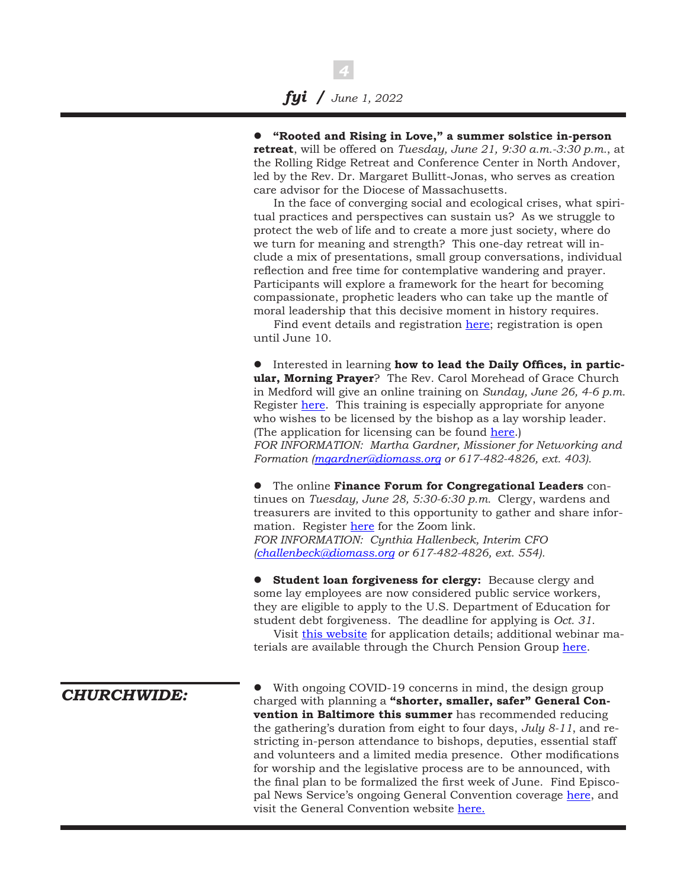- **"Rooted and Rising in Love," a summer solstice in-person retreat**, will be offered on *Tuesday, June 21, 9:30 a.m.-3:30 p.m.*, at the Rolling Ridge Retreat and Conference Center in North Andover, led by the Rev. Dr. Margaret Bullitt-Jonas, who serves as creation care advisor for the Diocese of Massachusetts.

  In the face of converging social and ecological crises, what spiritual practices and perspectives can sustain us? As we struggle to protect the web of life and to create a more just society, where do we turn for meaning and strength? This one-day retreat will include a mix of presentations, small group conversations, individual reflection and free time for contemplative wandering and prayer. Participants will explore a framework for the heart for becoming compassionate, prophetic leaders who can take up the mantle of moral leadership that this decisive moment in history requires.

  Find event details and registration here; registration is open until June 10.

- Interested in learning **how to lead the Daily Offices, in particular, Morning Prayer**? The Rev. Carol Morehead of Grace Church in Medford will give an online training on *Sunday, June 26, 4-6 p.m.* Register here. This training is especially appropriate for anyone who wishes to be licensed by the bishop as a lay worship leader. (The application for licensing can be found here.)
  *FOR INFORMATION: Martha Gardner, Missioner for Networking and Formation (mgardner@diomass.org or 617-482-4826, ext. 403).*

- The online **Finance Forum for Congregational Leaders** continues on *Tuesday, June 28, 5:30-6:30 p.m.* Clergy, wardens and treasurers are invited to this opportunity to gather and share information. Register here for the Zoom link.
  *FOR INFORMATION: Cynthia Hallenbeck, Interim CFO (challenbeck@diomass.org or 617-482-4826, ext. 554).*

- **Student loan forgiveness for clergy:** Because clergy and some lay employees are now considered public service workers, they are eligible to apply to the U.S. Department of Education for student debt forgiveness. The deadline for applying is *Oct. 31*.

  Visit this website for application details; additional webinar materials are available through the Church Pension Group here.

## CHURCHWIDE:

- With ongoing COVID-19 concerns in mind, the design group charged with planning a **"shorter, smaller, safer" General Convention in Baltimore this summer** has recommended reducing the gathering's duration from eight to four days, *July 8-11*, and restricting in-person attendance to bishops, deputies, essential staff and volunteers and a limited media presence. Other modifications for worship and the legislative process are to be announced, with the final plan to be formalized the first week of June. Find Episcopal News Service's ongoing General Convention coverage here, and visit the General Convention website here.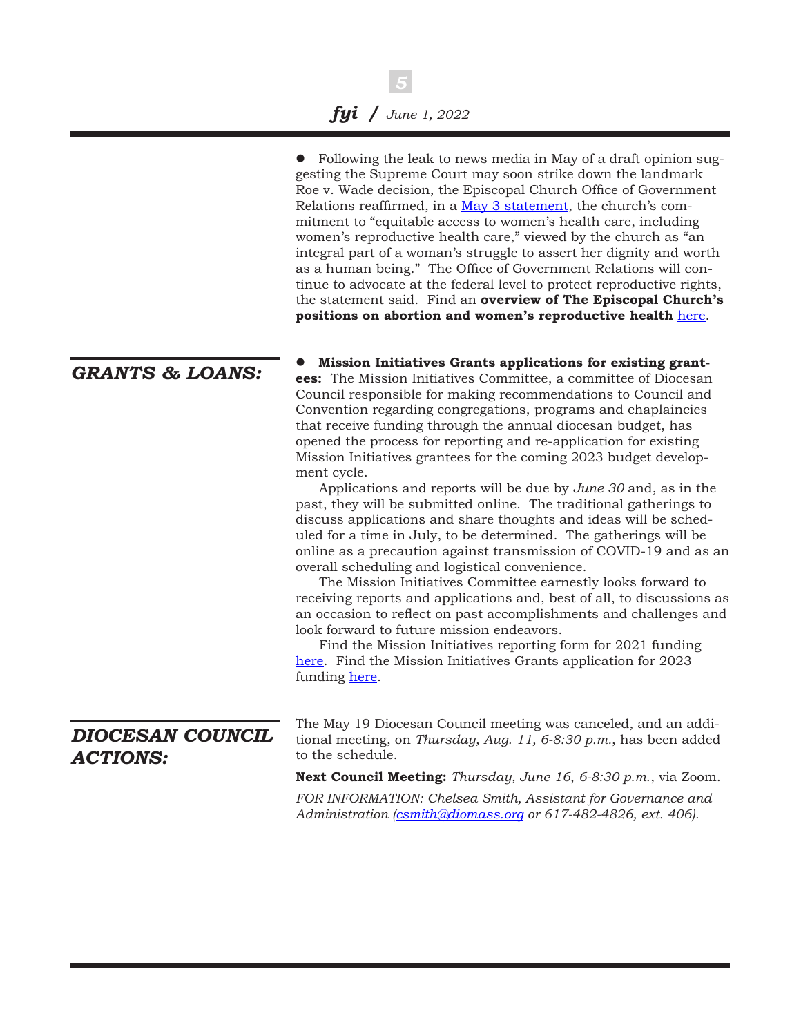- Following the leak to news media in May of a draft opinion suggesting the Supreme Court may soon strike down the landmark Roe v. Wade decision, the Episcopal Church Office of Government Relations reaffirmed, in a May 3 statement, the church's commitment to "equitable access to women's health care, including women's reproductive health care," viewed by the church as "an integral part of a woman's struggle to assert her dignity and worth as a human being." The Office of Government Relations will continue to advocate at the federal level to protect reproductive rights, the statement said. Find an **overview of The Episcopal Church's positions on abortion and women's reproductive health** here.

## *GRANTS & LOANS:*

- **Mission Initiatives Grants applications for existing grantees:** The Mission Initiatives Committee, a committee of Diocesan Council responsible for making recommendations to Council and Convention regarding congregations, programs and chaplaincies that receive funding through the annual diocesan budget, has opened the process for reporting and re-application for existing Mission Initiatives grantees for the coming 2023 budget development cycle.

  Applications and reports will be due by *June 30* and, as in the past, they will be submitted online. The traditional gatherings to discuss applications and share thoughts and ideas will be scheduled for a time in July, to be determined. The gatherings will be online as a precaution against transmission of COVID-19 and as an overall scheduling and logistical convenience.

  The Mission Initiatives Committee earnestly looks forward to receiving reports and applications and, best of all, to discussions as an occasion to reflect on past accomplishments and challenges and look forward to future mission endeavors.

  Find the Mission Initiatives reporting form for 2021 funding here. Find the Mission Initiatives Grants application for 2023 funding here.

## *DIOCESAN COUNCIL ACTIONS:*

The May 19 Diocesan Council meeting was canceled, and an additional meeting, on *Thursday, Aug. 11, 6-8:30 p.m.*, has been added to the schedule.

**Next Council Meeting:** *Thursday, June 16*, *6-8:30 p.m.*, via Zoom.

*FOR INFORMATION: Chelsea Smith, Assistant for Governance and Administration (csmith@diomass.org or 617-482-4826, ext. 406).*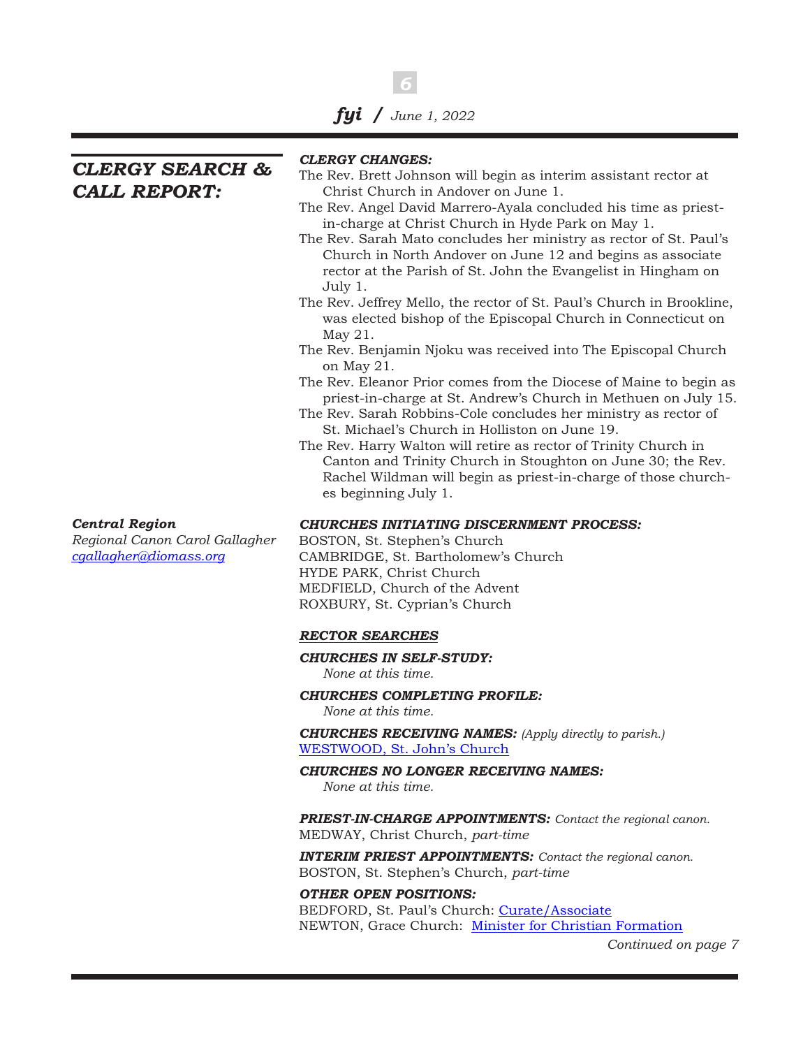## CLERGY SEARCH & CALL REPORT:

***CLERGY CHANGES:***

The Rev. Brett Johnson will begin as interim assistant rector at Christ Church in Andover on June 1.

The Rev. Angel David Marrero-Ayala concluded his time as priest-in-charge at Christ Church in Hyde Park on May 1.

The Rev. Sarah Mato concludes her ministry as rector of St. Paul's Church in North Andover on June 12 and begins as associate rector at the Parish of St. John the Evangelist in Hingham on July 1.

The Rev. Jeffrey Mello, the rector of St. Paul's Church in Brookline, was elected bishop of the Episcopal Church in Connecticut on May 21.

The Rev. Benjamin Njoku was received into The Episcopal Church on May 21.

The Rev. Eleanor Prior comes from the Diocese of Maine to begin as priest-in-charge at St. Andrew's Church in Methuen on July 15.

The Rev. Sarah Robbins-Cole concludes her ministry as rector of St. Michael's Church in Holliston on June 19.

The Rev. Harry Walton will retire as rector of Trinity Church in Canton and Trinity Church in Stoughton on June 30; the Rev. Rachel Wildman will begin as priest-in-charge of those churches beginning July 1.

***Central Region***

*Regional Canon Carol Gallagher*
*cgallagher@diomass.org*

***CHURCHES INITIATING DISCERNMENT PROCESS:***

BOSTON, St. Stephen's Church
CAMBRIDGE, St. Bartholomew's Church
HYDE PARK, Christ Church
MEDFIELD, Church of the Advent
ROXBURY, St. Cyprian's Church

***RECTOR SEARCHES***

***CHURCHES IN SELF-STUDY:***
*None at this time.*

***CHURCHES COMPLETING PROFILE:***
*None at this time.*

***CHURCHES RECEIVING NAMES:*** *(Apply directly to parish.)*
WESTWOOD, St. John's Church

***CHURCHES NO LONGER RECEIVING NAMES:***
*None at this time.*

***PRIEST-IN-CHARGE APPOINTMENTS:*** *Contact the regional canon.*
MEDWAY, Christ Church, *part-time*

***INTERIM PRIEST APPOINTMENTS:*** *Contact the regional canon.*
BOSTON, St. Stephen's Church, *part-time*

***OTHER OPEN POSITIONS:***
BEDFORD, St. Paul's Church: Curate/Associate
NEWTON, Grace Church: Minister for Christian Formation

*Continued on page 7*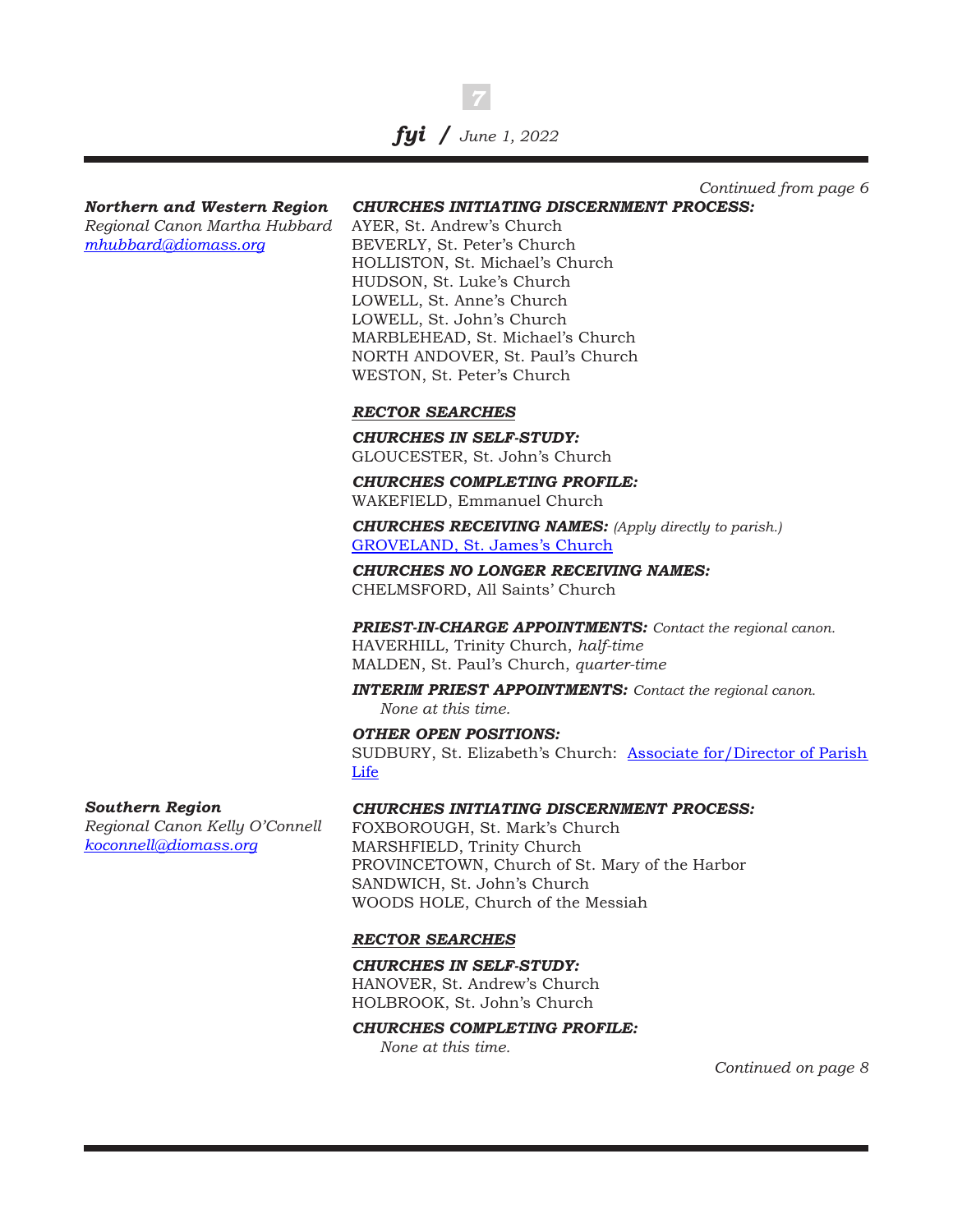*Continued from page 6*

***Northern and Western Region***
*Regional Canon Martha Hubbard*
*mhubbard@diomass.org*

***CHURCHES INITIATING DISCERNMENT PROCESS:***
AYER, St. Andrew's Church
BEVERLY, St. Peter's Church
HOLLISTON, St. Michael's Church
HUDSON, St. Luke's Church
LOWELL, St. Anne's Church
LOWELL, St. John's Church
MARBLEHEAD, St. Michael's Church
NORTH ANDOVER, St. Paul's Church
WESTON, St. Peter's Church

***RECTOR SEARCHES***

***CHURCHES IN SELF-STUDY:***
GLOUCESTER, St. John's Church

***CHURCHES COMPLETING PROFILE:***
WAKEFIELD, Emmanuel Church

***CHURCHES RECEIVING NAMES:*** *(Apply directly to parish.)*
GROVELAND, St. James's Church

***CHURCHES NO LONGER RECEIVING NAMES:***
CHELMSFORD, All Saints' Church

***PRIEST-IN-CHARGE APPOINTMENTS:*** *Contact the regional canon.*
HAVERHILL, Trinity Church, *half-time*
MALDEN, St. Paul's Church, *quarter-time*

***INTERIM PRIEST APPOINTMENTS:*** *Contact the regional canon.*
*None at this time.*

***OTHER OPEN POSITIONS:***
SUDBURY, St. Elizabeth's Church: Associate for/Director of Parish Life

***Southern Region***
*Regional Canon Kelly O'Connell*
*koconnell@diomass.org*

***CHURCHES INITIATING DISCERNMENT PROCESS:***
FOXBOROUGH, St. Mark's Church
MARSHFIELD, Trinity Church
PROVINCETOWN, Church of St. Mary of the Harbor
SANDWICH, St. John's Church
WOODS HOLE, Church of the Messiah

***RECTOR SEARCHES***

***CHURCHES IN SELF-STUDY:***
HANOVER, St. Andrew's Church
HOLBROOK, St. John's Church

***CHURCHES COMPLETING PROFILE:***
*None at this time.*

*Continued on page 8*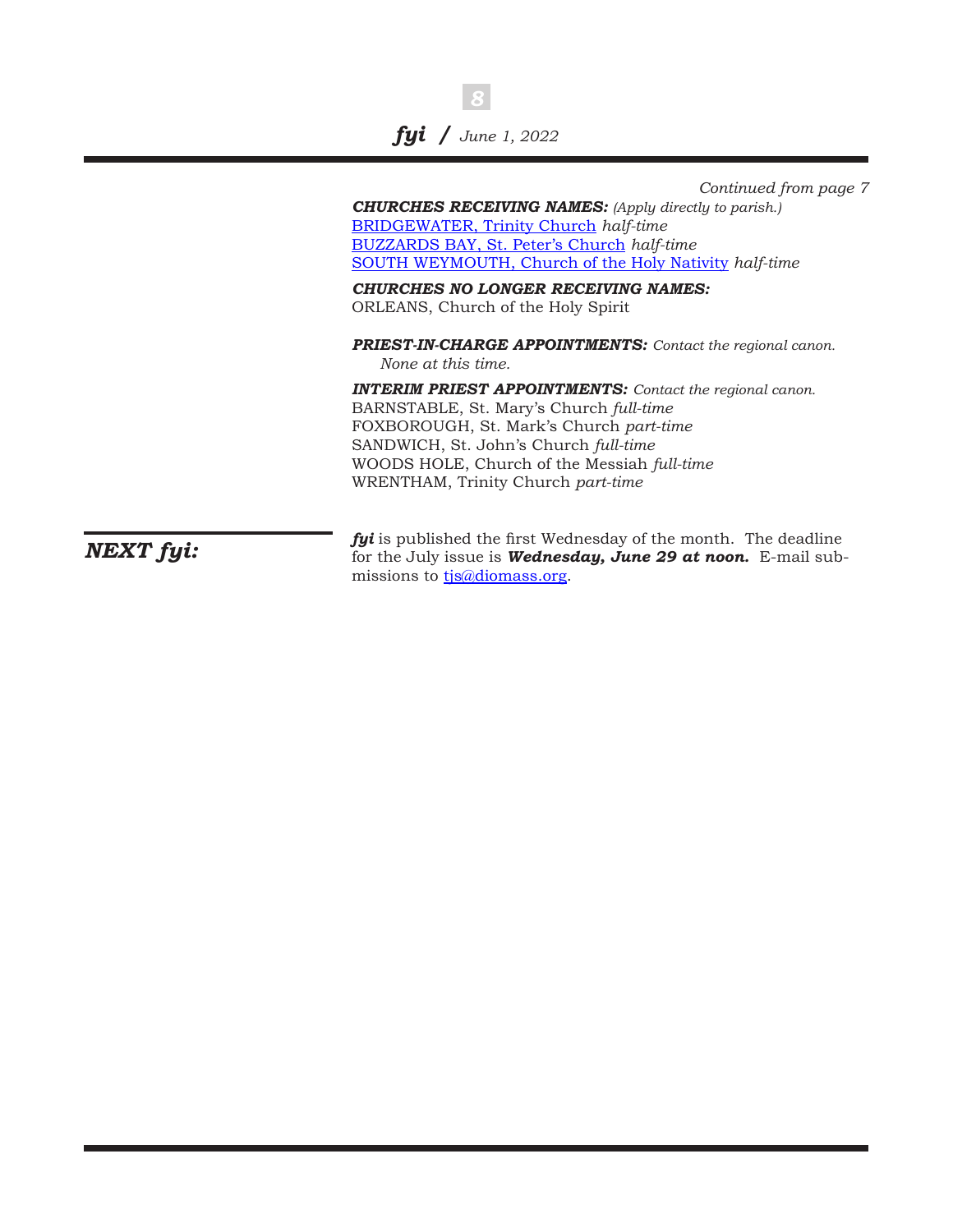*Continued from page 7*

***CHURCHES RECEIVING NAMES:*** *(Apply directly to parish.)*
BRIDGEWATER, Trinity Church *half-time*
BUZZARDS BAY, St. Peter's Church *half-time*
SOUTH WEYMOUTH, Church of the Holy Nativity *half-time*

***CHURCHES NO LONGER RECEIVING NAMES:***
ORLEANS, Church of the Holy Spirit

***PRIEST-IN-CHARGE APPOINTMENTS:*** *Contact the regional canon.*
*None at this time.*

***INTERIM PRIEST APPOINTMENTS:*** *Contact the regional canon.*
BARNSTABLE, St. Mary's Church *full-time*
FOXBOROUGH, St. Mark's Church *part-time*
SANDWICH, St. John's Church *full-time*
WOODS HOLE, Church of the Messiah *full-time*
WRENTHAM, Trinity Church *part-time*

## *NEXT fyi:*

***fyi*** is published the first Wednesday of the month. The deadline for the July issue is ***Wednesday, June 29 at noon.*** E-mail submissions to tjs@diomass.org.